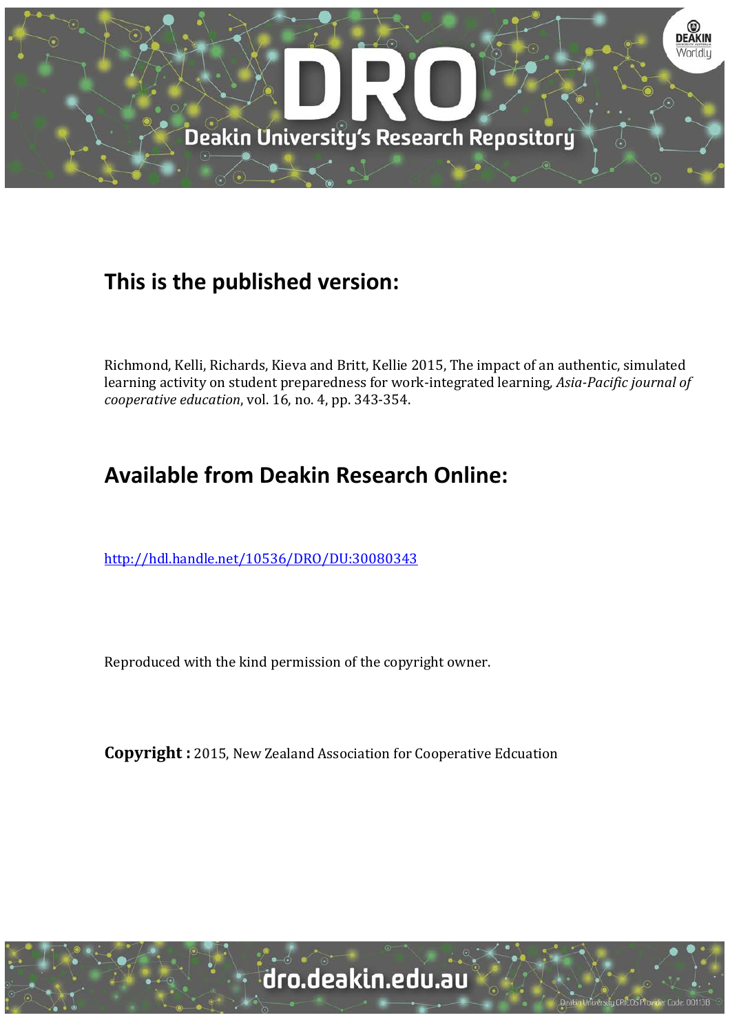# DRO

Deakin University's Research Repository

## This is the published version:

Richmond, Kelli, Richards, Kieva and Britt, Kellie 2015, The impact of an authentic, simulated learning activity on student preparedness for work-integrated learning, *Asia-Pacific journal of cooperative education*, vol. 16, no. 4, pp. 343-354.

## Available from Deakin Research Online:

http://hdl.handle.net/10536/DRO/DU:30080343

Reproduced with the kind permission of the copyright owner.

**Copyright :** 2015, New Zealand Association for Cooperative Edcuation

dro.deakin.edu.au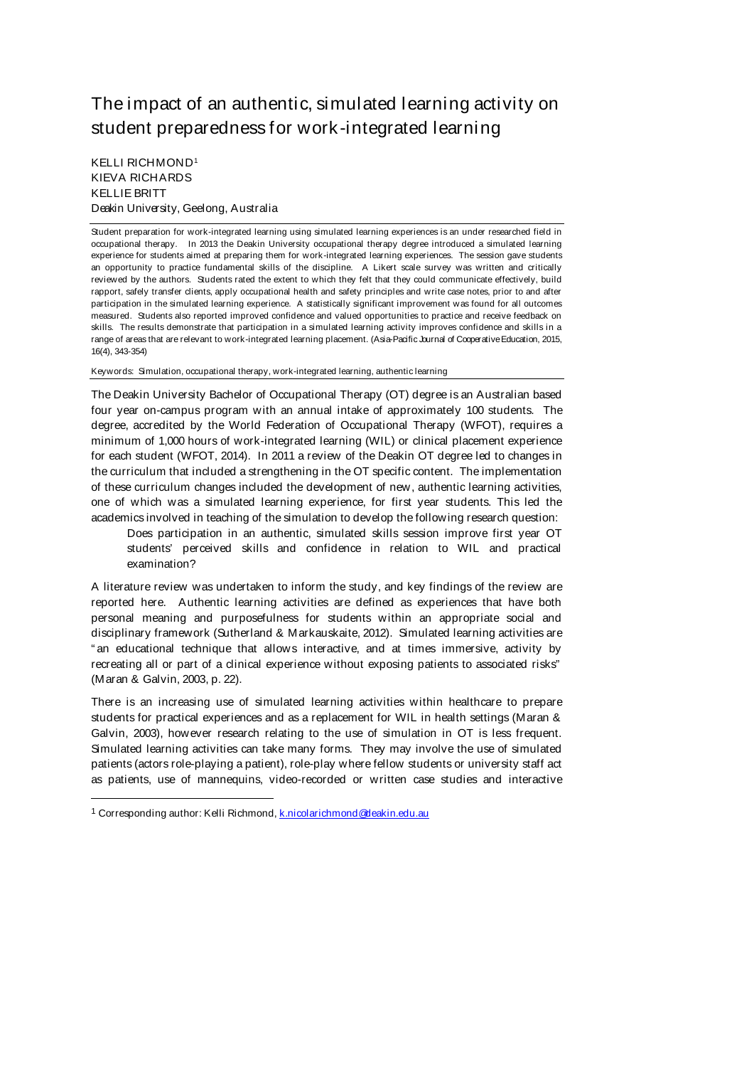# The impact of an authentic, simulated learning activity on student preparedness for work-integrated learning

KELLI RICHMOND[1]
KIEVA RICHARDS
KELLIE BRITT
*Deakin University, Geelong, Australia*

Student preparation for work-integrated learning using simulated learning experiences is an under researched field in occupational therapy. In 2013 the Deakin University occupational therapy degree introduced a simulated learning experience for students aimed at preparing them for work-integrated learning experiences. The session gave students an opportunity to practice fundamental skills of the discipline. A Likert scale survey was written and critically reviewed by the authors. Students rated the extent to which they felt that they could communicate effectively, build rapport, safely transfer clients, apply occupational health and safety principles and write case notes, prior to and after participation in the simulated learning experience. A statistically significant improvement was found for all outcomes measured. Students also reported improved confidence and valued opportunities to practice and receive feedback on skills. The results demonstrate that participation in a simulated learning activity improves confidence and skills in a range of areas that are relevant to work-integrated learning placement. (*Asia-Pacific Journal of Cooperative Education*, 2015, 16(4), 343-354)

Keywords: Simulation, occupational therapy, work-integrated learning, authentic learning

The Deakin University Bachelor of Occupational Therapy (OT) degree is an Australian based four year on-campus program with an annual intake of approximately 100 students. The degree, accredited by the World Federation of Occupational Therapy (WFOT), requires a minimum of 1,000 hours of work-integrated learning (WIL) or clinical placement experience for each student (WFOT, 2014). In 2011 a review of the Deakin OT degree led to changes in the curriculum that included a strengthening in the OT specific content. The implementation of these curriculum changes included the development of new, authentic learning activities, one of which was a simulated learning experience, for first year students. This led the academics involved in teaching of the simulation to develop the following research question:

> Does participation in an authentic, simulated skills session improve first year OT students' perceived skills and confidence in relation to WIL and practical examination?

A literature review was undertaken to inform the study, and key findings of the review are reported here. Authentic learning activities are defined as experiences that have both personal meaning and purposefulness for students within an appropriate social and disciplinary framework (Sutherland & Markauskaite, 2012). Simulated learning activities are "an educational technique that allows interactive, and at times immersive, activity by recreating all or part of a clinical experience without exposing patients to associated risks" (Maran & Galvin, 2003, p. 22).

There is an increasing use of simulated learning activities within healthcare to prepare students for practical experiences and as a replacement for WIL in health settings (Maran & Galvin, 2003), however research relating to the use of simulation in OT is less frequent. Simulated learning activities can take many forms. They may involve the use of simulated patients (actors role-playing a patient), role-play where fellow students or university staff act as patients, use of mannequins, video-recorded or written case studies and interactive

[1] Corresponding author: Kelli Richmond, k.nicolarichmond@deakin.edu.au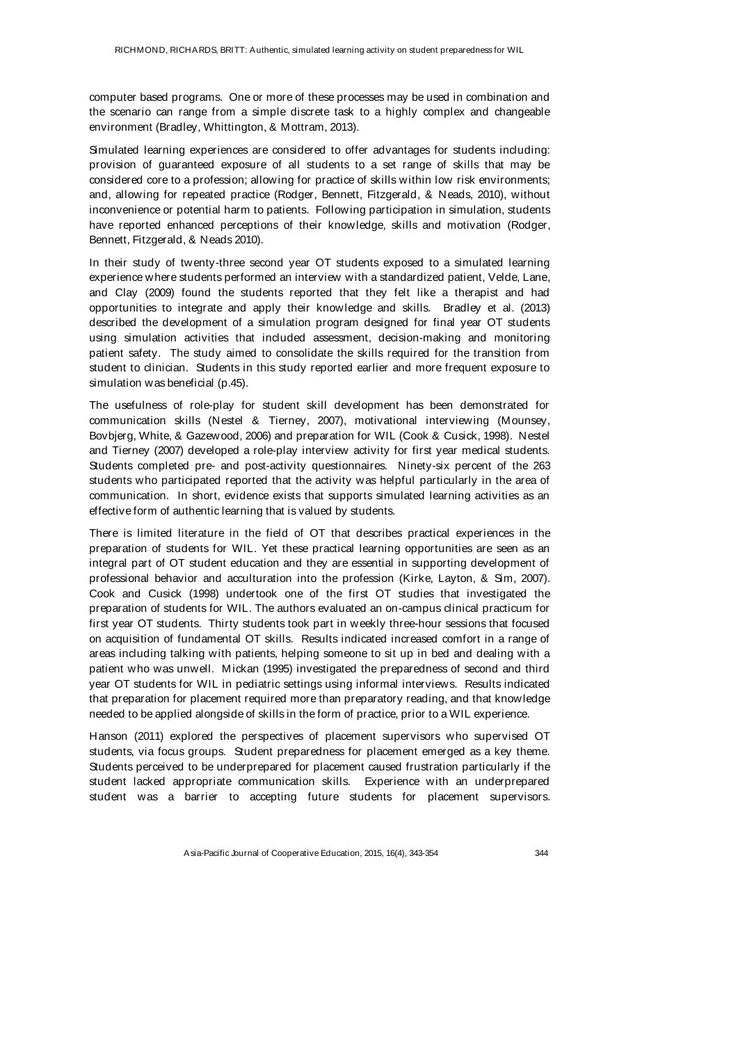computer based programs. One or more of these processes may be used in combination and the scenario can range from a simple discrete task to a highly complex and changeable environment (Bradley, Whittington, & Mottram, 2013).

Simulated learning experiences are considered to offer advantages for students including: provision of guaranteed exposure of all students to a set range of skills that may be considered core to a profession; allowing for practice of skills within low risk environments; and, allowing for repeated practice (Rodger, Bennett, Fitzgerald, & Neads, 2010), without inconvenience or potential harm to patients. Following participation in simulation, students have reported enhanced perceptions of their knowledge, skills and motivation (Rodger, Bennett, Fitzgerald, & Neads 2010).

In their study of twenty-three second year OT students exposed to a simulated learning experience where students performed an interview with a standardized patient, Velde, Lane, and Clay (2009) found the students reported that they felt like a therapist and had opportunities to integrate and apply their knowledge and skills. Bradley et al. (2013) described the development of a simulation program designed for final year OT students using simulation activities that included assessment, decision-making and monitoring patient safety. The study aimed to consolidate the skills required for the transition from student to clinician. Students in this study reported earlier and more frequent exposure to simulation was beneficial (p.45).

The usefulness of role-play for student skill development has been demonstrated for communication skills (Nestel & Tierney, 2007), motivational interviewing (Mounsey, Bovbjerg, White, & Gazewood, 2006) and preparation for WIL (Cook & Cusick, 1998). Nestel and Tierney (2007) developed a role-play interview activity for first year medical students. Students completed pre- and post-activity questionnaires. Ninety-six percent of the 263 students who participated reported that the activity was helpful particularly in the area of communication. In short, evidence exists that supports simulated learning activities as an effective form of authentic learning that is valued by students.

There is limited literature in the field of OT that describes practical experiences in the preparation of students for WIL. Yet these practical learning opportunities are seen as an integral part of OT student education and they are essential in supporting development of professional behavior and acculturation into the profession (Kirke, Layton, & Sim, 2007). Cook and Cusick (1998) undertook one of the first OT studies that investigated the preparation of students for WIL. The authors evaluated an on-campus clinical practicum for first year OT students. Thirty students took part in weekly three-hour sessions that focused on acquisition of fundamental OT skills. Results indicated increased comfort in a range of areas including talking with patients, helping someone to sit up in bed and dealing with a patient who was unwell. Mickan (1995) investigated the preparedness of second and third year OT students for WIL in pediatric settings using informal interviews. Results indicated that preparation for placement required more than preparatory reading, and that knowledge needed to be applied alongside of skills in the form of practice, prior to a WIL experience.

Hanson (2011) explored the perspectives of placement supervisors who supervised OT students, via focus groups. Student preparedness for placement emerged as a key theme. Students perceived to be underprepared for placement caused frustration particularly if the student lacked appropriate communication skills. Experience with an underprepared student was a barrier to accepting future students for placement supervisors.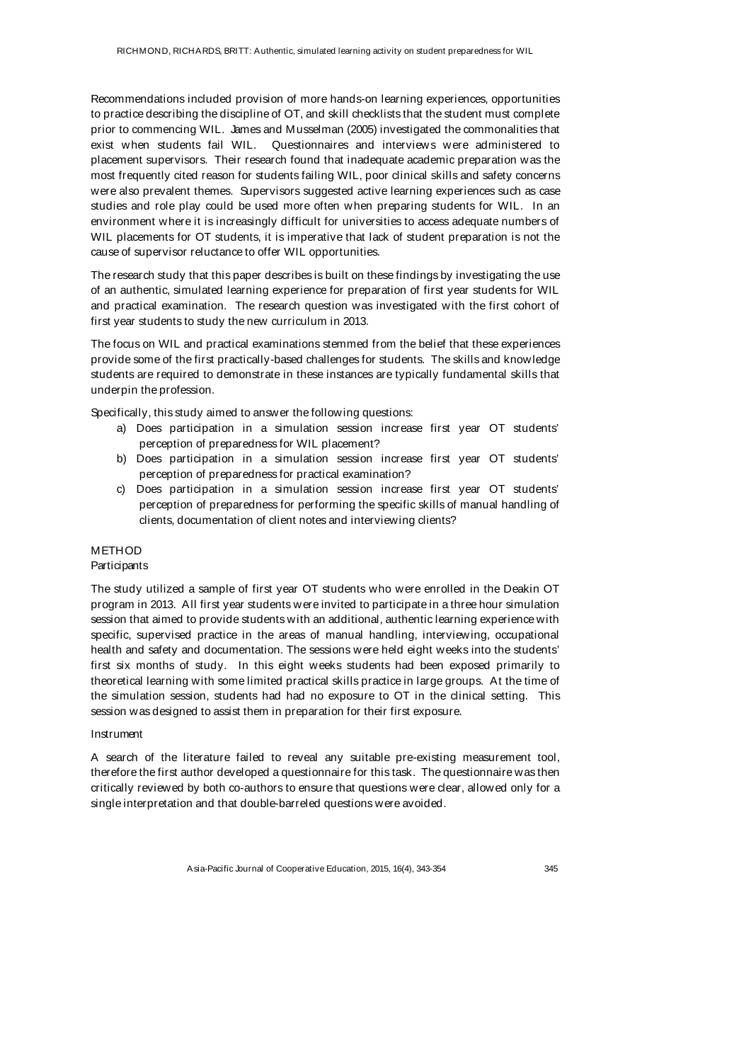Recommendations included provision of more hands-on learning experiences, opportunities to practice describing the discipline of OT, and skill checklists that the student must complete prior to commencing WIL. James and Musselman (2005) investigated the commonalities that exist when students fail WIL. Questionnaires and interviews were administered to placement supervisors. Their research found that inadequate academic preparation was the most frequently cited reason for students failing WIL, poor clinical skills and safety concerns were also prevalent themes. Supervisors suggested active learning experiences such as case studies and role play could be used more often when preparing students for WIL. In an environment where it is increasingly difficult for universities to access adequate numbers of WIL placements for OT students, it is imperative that lack of student preparation is not the cause of supervisor reluctance to offer WIL opportunities.

The research study that this paper describes is built on these findings by investigating the use of an authentic, simulated learning experience for preparation of first year students for WIL and practical examination. The research question was investigated with the first cohort of first year students to study the new curriculum in 2013.

The focus on WIL and practical examinations stemmed from the belief that these experiences provide some of the first practically-based challenges for students. The skills and knowledge students are required to demonstrate in these instances are typically fundamental skills that underpin the profession.

Specifically, this study aimed to answer the following questions:

a) Does participation in a simulation session increase first year OT students' perception of preparedness for WIL placement?
b) Does participation in a simulation session increase first year OT students' perception of preparedness for practical examination?
c) Does participation in a simulation session increase first year OT students' perception of preparedness for performing the specific skills of manual handling of clients, documentation of client notes and interviewing clients?

## METHOD

### Participants

The study utilized a sample of first year OT students who were enrolled in the Deakin OT program in 2013. All first year students were invited to participate in a three hour simulation session that aimed to provide students with an additional, authentic learning experience with specific, supervised practice in the areas of manual handling, interviewing, occupational health and safety and documentation. The sessions were held eight weeks into the students' first six months of study. In this eight weeks students had been exposed primarily to theoretical learning with some limited practical skills practice in large groups. At the time of the simulation session, students had had no exposure to OT in the clinical setting. This session was designed to assist them in preparation for their first exposure.

### Instrument

A search of the literature failed to reveal any suitable pre-existing measurement tool, therefore the first author developed a questionnaire for this task. The questionnaire was then critically reviewed by both co-authors to ensure that questions were clear, allowed only for a single interpretation and that double-barreled questions were avoided.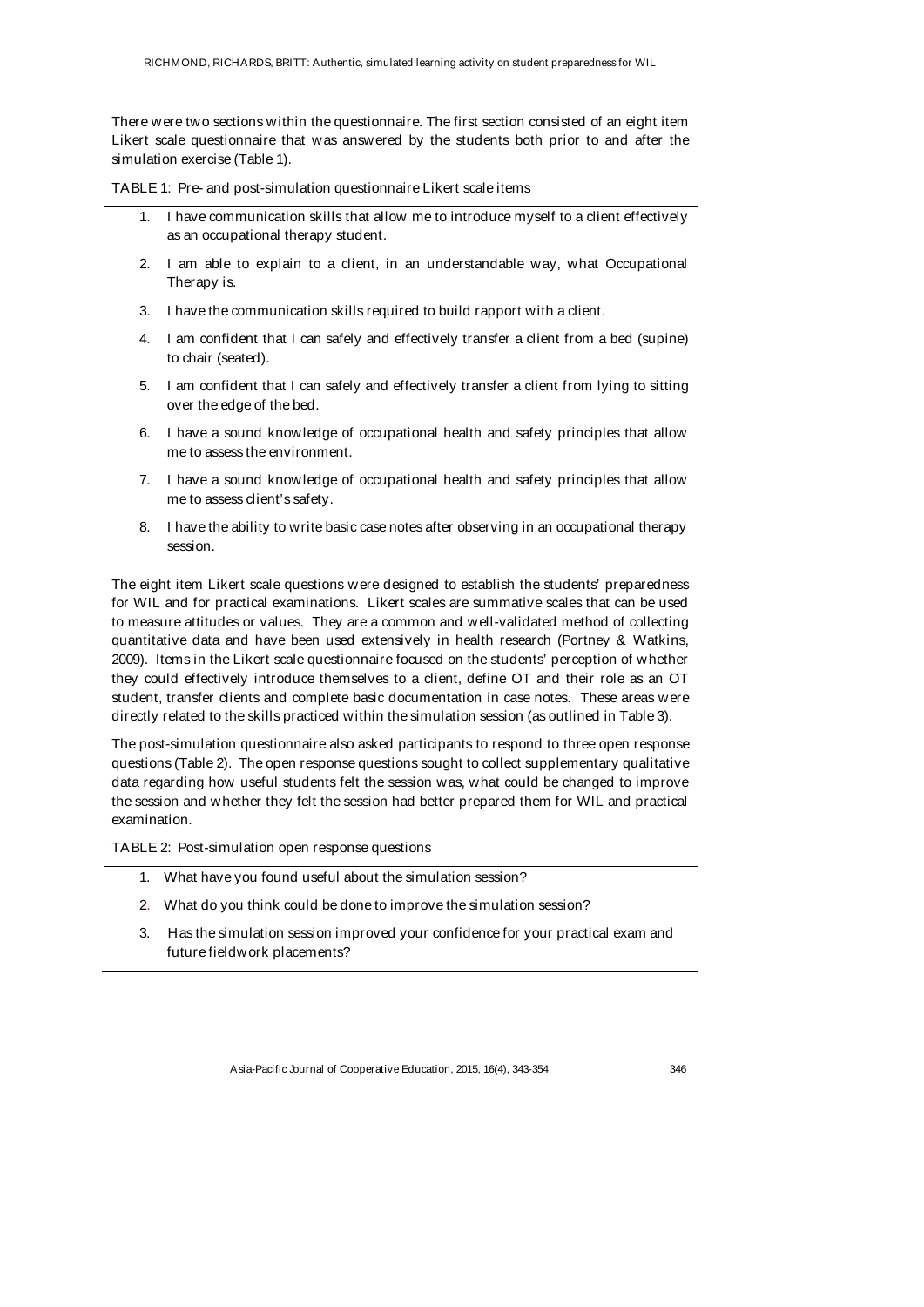There were two sections within the questionnaire. The first section consisted of an eight item Likert scale questionnaire that was answered by the students both prior to and after the simulation exercise (Table 1).

TABLE 1: Pre- and post-simulation questionnaire Likert scale items

1. I have communication skills that allow me to introduce myself to a client effectively as an occupational therapy student.
2. I am able to explain to a client, in an understandable way, what Occupational Therapy is.
3. I have the communication skills required to build rapport with a client.
4. I am confident that I can safely and effectively transfer a client from a bed (supine) to chair (seated).
5. I am confident that I can safely and effectively transfer a client from lying to sitting over the edge of the bed.
6. I have a sound knowledge of occupational health and safety principles that allow me to assess the environment.
7. I have a sound knowledge of occupational health and safety principles that allow me to assess client's safety.
8. I have the ability to write basic case notes after observing in an occupational therapy session.

The eight item Likert scale questions were designed to establish the students' preparedness for WIL and for practical examinations. Likert scales are summative scales that can be used to measure attitudes or values. They are a common and well-validated method of collecting quantitative data and have been used extensively in health research (Portney & Watkins, 2009). Items in the Likert scale questionnaire focused on the students' perception of whether they could effectively introduce themselves to a client, define OT and their role as an OT student, transfer clients and complete basic documentation in case notes. These areas were directly related to the skills practiced within the simulation session (as outlined in Table 3).

The post-simulation questionnaire also asked participants to respond to three open response questions (Table 2). The open response questions sought to collect supplementary qualitative data regarding how useful students felt the session was, what could be changed to improve the session and whether they felt the session had better prepared them for WIL and practical examination.

TABLE 2: Post-simulation open response questions

1. What have you found useful about the simulation session?
2. What do you think could be done to improve the simulation session?
3. Has the simulation session improved your confidence for your practical exam and future fieldwork placements?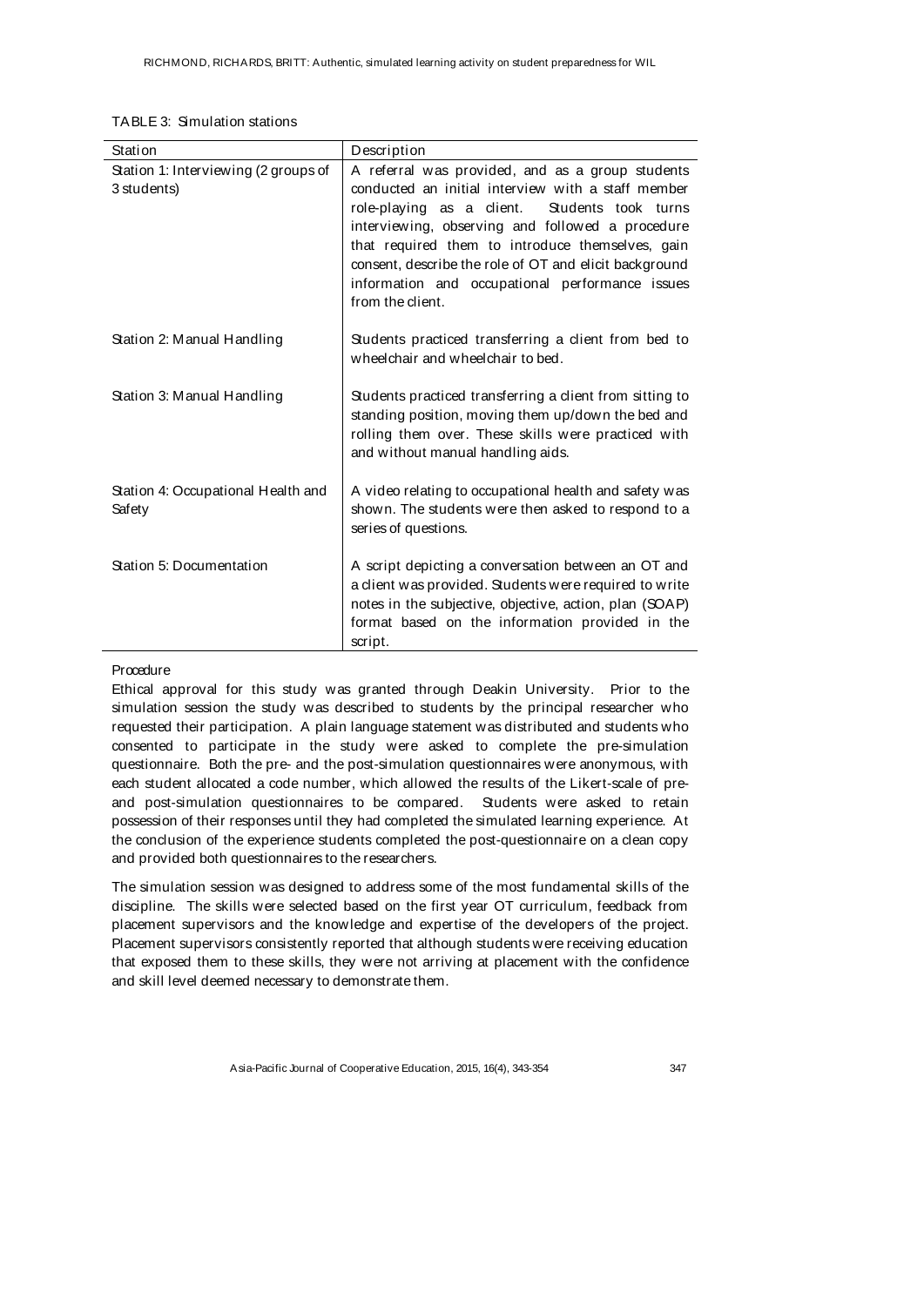TABLE 3: Simulation stations

| Station | Description |
|---|---|
| Station 1: Interviewing (2 groups of 3 students) | A referral was provided, and as a group students conducted an initial interview with a staff member role-playing as a client. Students took turns interviewing, observing and followed a procedure that required them to introduce themselves, gain consent, describe the role of OT and elicit background information and occupational performance issues from the client. |
| Station 2: Manual Handling | Students practiced transferring a client from bed to wheelchair and wheelchair to bed. |
| Station 3: Manual Handling | Students practiced transferring a client from sitting to standing position, moving them up/down the bed and rolling them over. These skills were practiced with and without manual handling aids. |
| Station 4: Occupational Health and Safety | A video relating to occupational health and safety was shown. The students were then asked to respond to a series of questions. |
| Station 5: Documentation | A script depicting a conversation between an OT and a client was provided. Students were required to write notes in the subjective, objective, action, plan (SOAP) format based on the information provided in the script. |

*Procedure*

Ethical approval for this study was granted through Deakin University. Prior to the simulation session the study was described to students by the principal researcher who requested their participation. A plain language statement was distributed and students who consented to participate in the study were asked to complete the pre-simulation questionnaire. Both the pre- and the post-simulation questionnaires were anonymous, with each student allocated a code number, which allowed the results of the Likert-scale of pre- and post-simulation questionnaires to be compared. Students were asked to retain possession of their responses until they had completed the simulated learning experience. At the conclusion of the experience students completed the post-questionnaire on a clean copy and provided both questionnaires to the researchers.

The simulation session was designed to address some of the most fundamental skills of the discipline. The skills were selected based on the first year OT curriculum, feedback from placement supervisors and the knowledge and expertise of the developers of the project. Placement supervisors consistently reported that although students were receiving education that exposed them to these skills, they were not arriving at placement with the confidence and skill level deemed necessary to demonstrate them.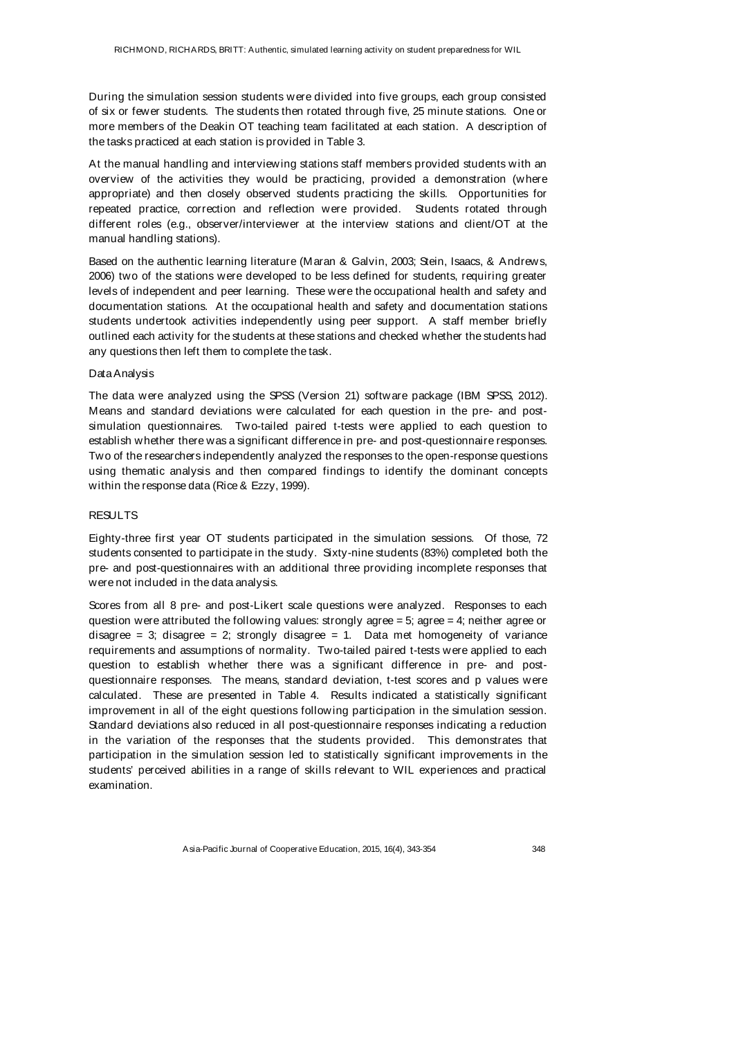During the simulation session students were divided into five groups, each group consisted of six or fewer students. The students then rotated through five, 25 minute stations. One or more members of the Deakin OT teaching team facilitated at each station. A description of the tasks practiced at each station is provided in Table 3.

At the manual handling and interviewing stations staff members provided students with an overview of the activities they would be practicing, provided a demonstration (where appropriate) and then closely observed students practicing the skills. Opportunities for repeated practice, correction and reflection were provided. Students rotated through different roles (e.g., observer/interviewer at the interview stations and client/OT at the manual handling stations).

Based on the authentic learning literature (Maran & Galvin, 2003; Stein, Isaacs, & Andrews, 2006) two of the stations were developed to be less defined for students, requiring greater levels of independent and peer learning. These were the occupational health and safety and documentation stations. At the occupational health and safety and documentation stations students undertook activities independently using peer support. A staff member briefly outlined each activity for the students at these stations and checked whether the students had any questions then left them to complete the task.

### Data Analysis

The data were analyzed using the SPSS (Version 21) software package (IBM SPSS, 2012). Means and standard deviations were calculated for each question in the pre- and post-simulation questionnaires. Two-tailed paired t-tests were applied to each question to establish whether there was a significant difference in pre- and post-questionnaire responses. Two of the researchers independently analyzed the responses to the open-response questions using thematic analysis and then compared findings to identify the dominant concepts within the response data (Rice & Ezzy, 1999).

## RESULTS

Eighty-three first year OT students participated in the simulation sessions. Of those, 72 students consented to participate in the study. Sixty-nine students (83%) completed both the pre- and post-questionnaires with an additional three providing incomplete responses that were not included in the data analysis.

Scores from all 8 pre- and post-Likert scale questions were analyzed. Responses to each question were attributed the following values: strongly agree = 5; agree = 4; neither agree or disagree = 3; disagree = 2; strongly disagree = 1. Data met homogeneity of variance requirements and assumptions of normality. Two-tailed paired t-tests were applied to each question to establish whether there was a significant difference in pre- and post-questionnaire responses. The means, standard deviation, t-test scores and p values were calculated. These are presented in Table 4. Results indicated a statistically significant improvement in all of the eight questions following participation in the simulation session. Standard deviations also reduced in all post-questionnaire responses indicating a reduction in the variation of the responses that the students provided. This demonstrates that participation in the simulation session led to statistically significant improvements in the students' perceived abilities in a range of skills relevant to WIL experiences and practical examination.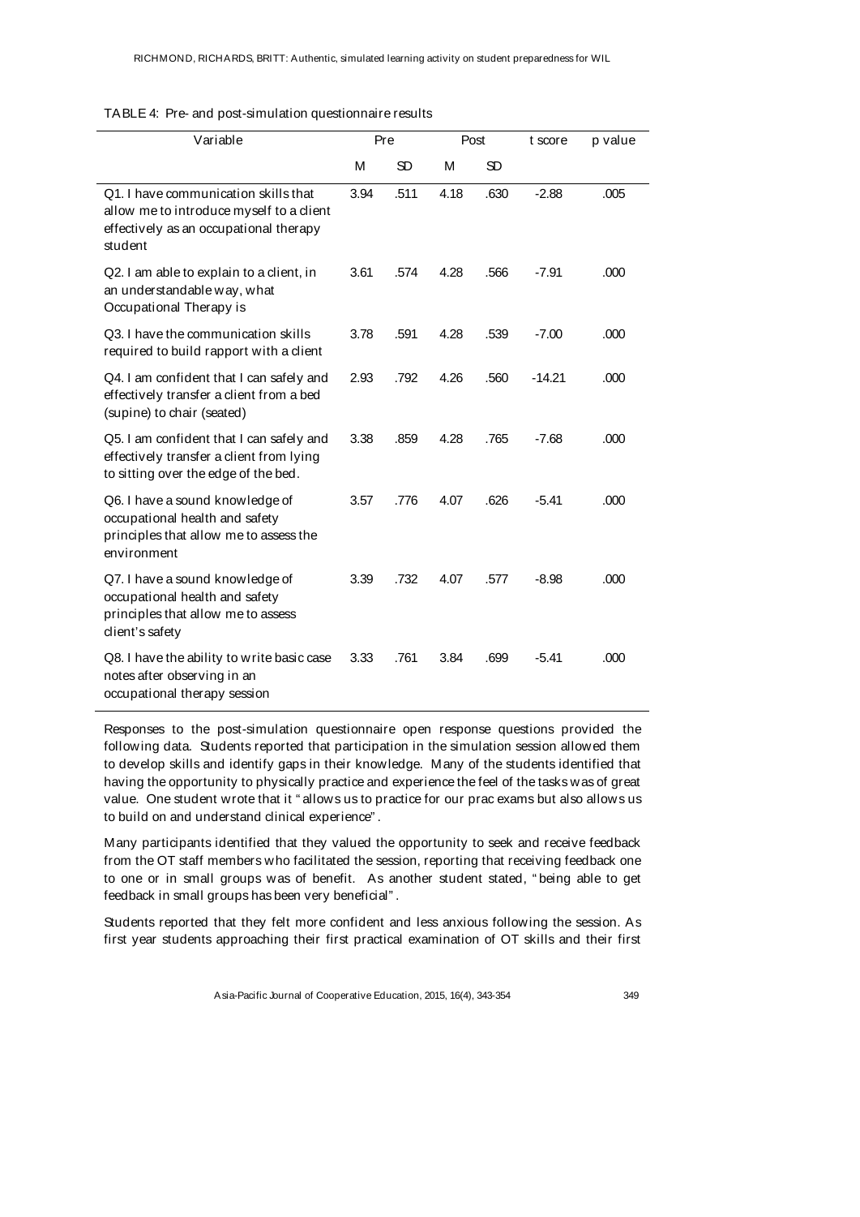TABLE 4: Pre- and post-simulation questionnaire results

| Variable | Pre | | Post | | t score | p value |
|---|---|---|---|---|---|---|
| | M | SD | M | SD | | |
| Q1. I have communication skills that allow me to introduce myself to a client effectively as an occupational therapy student | 3.94 | .511 | 4.18 | .630 | -2.88 | .005 |
| Q2. I am able to explain to a client, in an understandable way, what Occupational Therapy is | 3.61 | .574 | 4.28 | .566 | -7.91 | .000 |
| Q3. I have the communication skills required to build rapport with a client | 3.78 | .591 | 4.28 | .539 | -7.00 | .000 |
| Q4. I am confident that I can safely and effectively transfer a client from a bed (supine) to chair (seated) | 2.93 | .792 | 4.26 | .560 | -14.21 | .000 |
| Q5. I am confident that I can safely and effectively transfer a client from lying to sitting over the edge of the bed. | 3.38 | .859 | 4.28 | .765 | -7.68 | .000 |
| Q6. I have a sound knowledge of occupational health and safety principles that allow me to assess the environment | 3.57 | .776 | 4.07 | .626 | -5.41 | .000 |
| Q7. I have a sound knowledge of occupational health and safety principles that allow me to assess client's safety | 3.39 | .732 | 4.07 | .577 | -8.98 | .000 |
| Q8. I have the ability to write basic case notes after observing in an occupational therapy session | 3.33 | .761 | 3.84 | .699 | -5.41 | .000 |

Responses to the post-simulation questionnaire open response questions provided the following data. Students reported that participation in the simulation session allowed them to develop skills and identify gaps in their knowledge. Many of the students identified that having the opportunity to physically practice and experience the feel of the tasks was of great value. One student wrote that it "allows us to practice for our prac exams but also allows us to build on and understand clinical experience".

Many participants identified that they valued the opportunity to seek and receive feedback from the OT staff members who facilitated the session, reporting that receiving feedback one to one or in small groups was of benefit. As another student stated, "being able to get feedback in small groups has been very beneficial".

Students reported that they felt more confident and less anxious following the session. As first year students approaching their first practical examination of OT skills and their first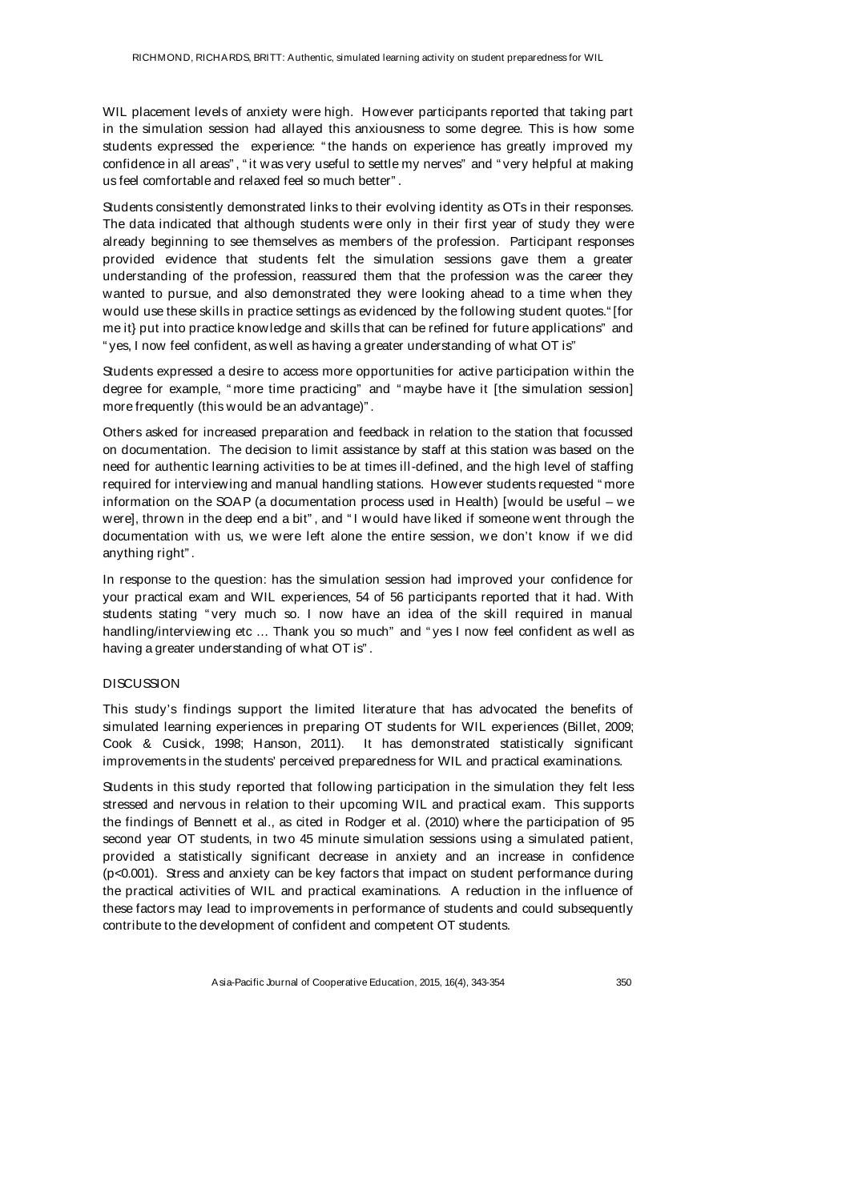WIL placement levels of anxiety were high. However participants reported that taking part in the simulation session had allayed this anxiousness to some degree. This is how some students expressed the experience: "the hands on experience has greatly improved my confidence in all areas", "it was very useful to settle my nerves" and "very helpful at making us feel comfortable and relaxed feel so much better".

Students consistently demonstrated links to their evolving identity as OTs in their responses. The data indicated that although students were only in their first year of study they were already beginning to see themselves as members of the profession. Participant responses provided evidence that students felt the simulation sessions gave them a greater understanding of the profession, reassured them that the profession was the career they wanted to pursue, and also demonstrated they were looking ahead to a time when they would use these skills in practice settings as evidenced by the following student quotes."[for me it} put into practice knowledge and skills that can be refined for future applications" and "yes, I now feel confident, as well as having a greater understanding of what OT is"

Students expressed a desire to access more opportunities for active participation within the degree for example, "more time practicing" and "maybe have it [the simulation session] more frequently (this would be an advantage)".

Others asked for increased preparation and feedback in relation to the station that focussed on documentation. The decision to limit assistance by staff at this station was based on the need for authentic learning activities to be at times ill-defined, and the high level of staffing required for interviewing and manual handling stations. However students requested "more information on the SOAP (a documentation process used in Health) [would be useful – we were], thrown in the deep end a bit", and "I would have liked if someone went through the documentation with us, we were left alone the entire session, we don't know if we did anything right".

In response to the question: has the simulation session had improved your confidence for your practical exam and WIL experiences, 54 of 56 participants reported that it had. With students stating "very much so. I now have an idea of the skill required in manual handling/interviewing etc … Thank you so much" and "yes I now feel confident as well as having a greater understanding of what OT is".

## DISCUSSION

This study's findings support the limited literature that has advocated the benefits of simulated learning experiences in preparing OT students for WIL experiences (Billet, 2009; Cook & Cusick, 1998; Hanson, 2011). It has demonstrated statistically significant improvements in the students' perceived preparedness for WIL and practical examinations.

Students in this study reported that following participation in the simulation they felt less stressed and nervous in relation to their upcoming WIL and practical exam. This supports the findings of Bennett et al., as cited in Rodger et al. (2010) where the participation of 95 second year OT students, in two 45 minute simulation sessions using a simulated patient, provided a statistically significant decrease in anxiety and an increase in confidence ($p<0.001$). Stress and anxiety can be key factors that impact on student performance during the practical activities of WIL and practical examinations. A reduction in the influence of these factors may lead to improvements in performance of students and could subsequently contribute to the development of confident and competent OT students.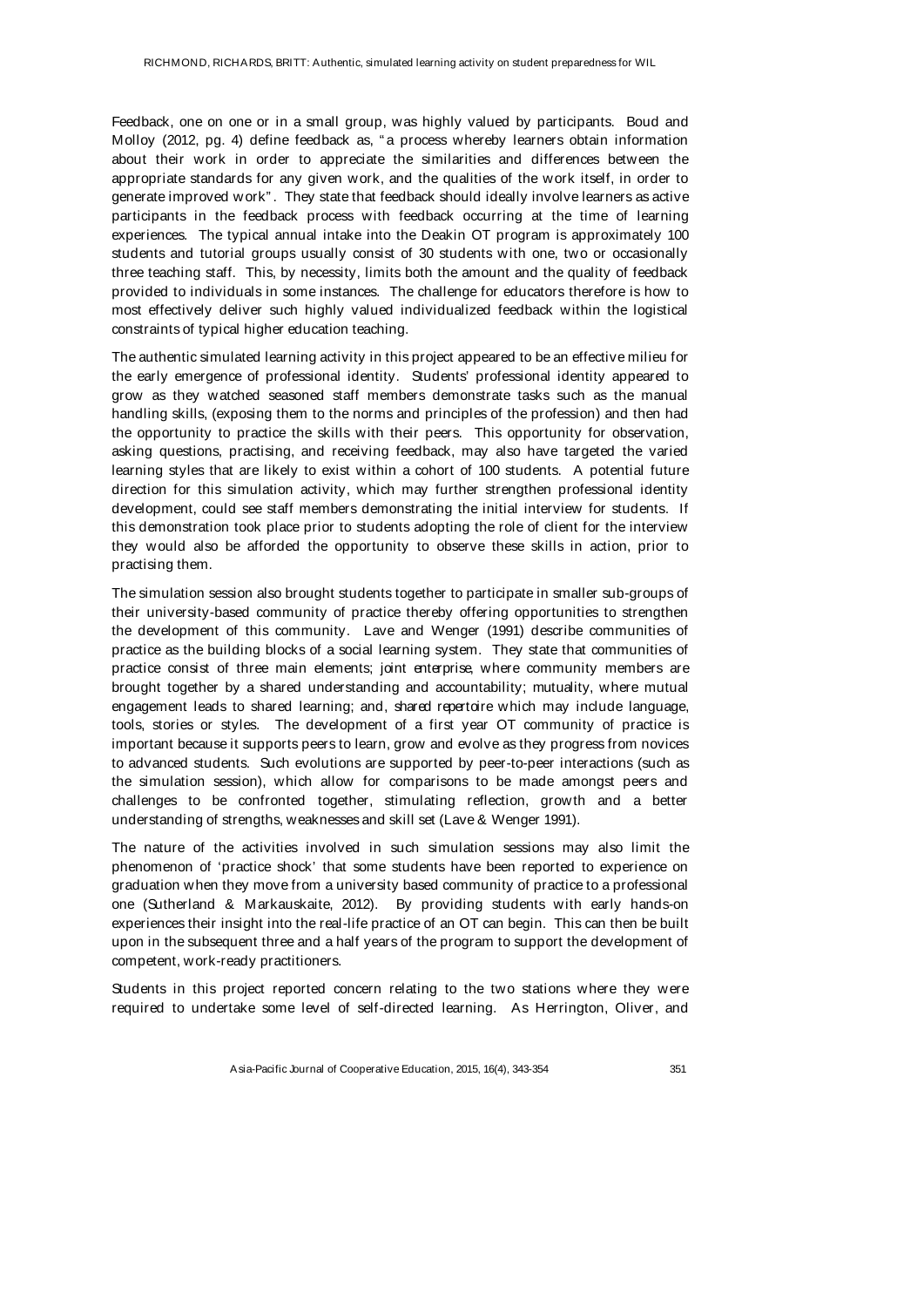Feedback, one on one or in a small group, was highly valued by participants. Boud and Molloy (2012, pg. 4) define feedback as, "a process whereby learners obtain information about their work in order to appreciate the similarities and differences between the appropriate standards for any given work, and the qualities of the work itself, in order to generate improved work". They state that feedback should ideally involve learners as active participants in the feedback process with feedback occurring at the time of learning experiences. The typical annual intake into the Deakin OT program is approximately 100 students and tutorial groups usually consist of 30 students with one, two or occasionally three teaching staff. This, by necessity, limits both the amount and the quality of feedback provided to individuals in some instances. The challenge for educators therefore is how to most effectively deliver such highly valued individualized feedback within the logistical constraints of typical higher education teaching.

The authentic simulated learning activity in this project appeared to be an effective milieu for the early emergence of professional identity. Students' professional identity appeared to grow as they watched seasoned staff members demonstrate tasks such as the manual handling skills, (exposing them to the norms and principles of the profession) and then had the opportunity to practice the skills with their peers. This opportunity for observation, asking questions, practising, and receiving feedback, may also have targeted the varied learning styles that are likely to exist within a cohort of 100 students. A potential future direction for this simulation activity, which may further strengthen professional identity development, could see staff members demonstrating the initial interview for students. If this demonstration took place prior to students adopting the role of client for the interview they would also be afforded the opportunity to observe these skills in action, prior to practising them.

The simulation session also brought students together to participate in smaller sub-groups of their university-based community of practice thereby offering opportunities to strengthen the development of this community. Lave and Wenger (1991) describe communities of practice as the building blocks of a social learning system. They state that communities of practice consist of three main elements; joint *enterprise*, where community members are brought together by a shared understanding and accountability; mutuality, where mutual engagement leads to shared learning; and, *shared repertoire* which may include language, tools, stories or styles. The development of a first year OT community of practice is important because it supports peers to learn, grow and evolve as they progress from novices to advanced students. Such evolutions are supported by peer-to-peer interactions (such as the simulation session), which allow for comparisons to be made amongst peers and challenges to be confronted together, stimulating reflection, growth and a better understanding of strengths, weaknesses and skill set (Lave & Wenger 1991).

The nature of the activities involved in such simulation sessions may also limit the phenomenon of 'practice shock' that some students have been reported to experience on graduation when they move from a university based community of practice to a professional one (Sutherland & Markauskaite, 2012). By providing students with early hands-on experiences their insight into the real-life practice of an OT can begin. This can then be built upon in the subsequent three and a half years of the program to support the development of competent, work-ready practitioners.

Students in this project reported concern relating to the two stations where they were required to undertake some level of self-directed learning. As Herrington, Oliver, and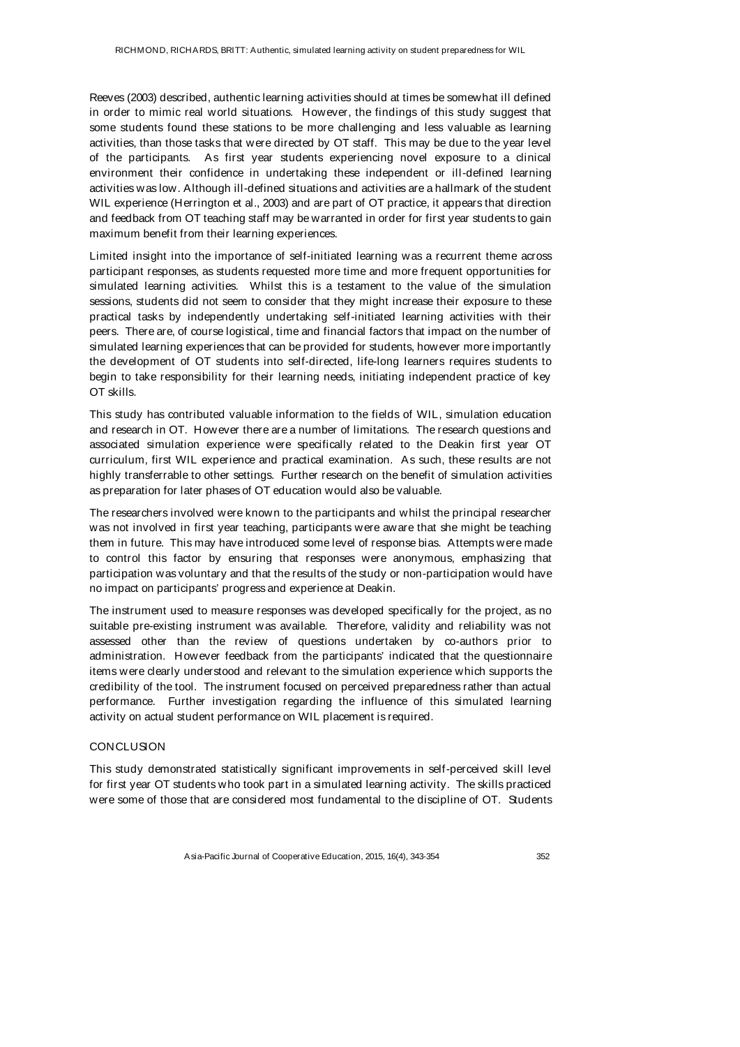Reeves (2003) described, authentic learning activities should at times be somewhat ill defined in order to mimic real world situations. However, the findings of this study suggest that some students found these stations to be more challenging and less valuable as learning activities, than those tasks that were directed by OT staff. This may be due to the year level of the participants. As first year students experiencing novel exposure to a clinical environment their confidence in undertaking these independent or ill-defined learning activities was low. Although ill-defined situations and activities are a hallmark of the student WIL experience (Herrington et al., 2003) and are part of OT practice, it appears that direction and feedback from OT teaching staff may be warranted in order for first year students to gain maximum benefit from their learning experiences.

Limited insight into the importance of self-initiated learning was a recurrent theme across participant responses, as students requested more time and more frequent opportunities for simulated learning activities. Whilst this is a testament to the value of the simulation sessions, students did not seem to consider that they might increase their exposure to these practical tasks by independently undertaking self-initiated learning activities with their peers. There are, of course logistical, time and financial factors that impact on the number of simulated learning experiences that can be provided for students, however more importantly the development of OT students into self-directed, life-long learners requires students to begin to take responsibility for their learning needs, initiating independent practice of key OT skills.

This study has contributed valuable information to the fields of WIL, simulation education and research in OT. However there are a number of limitations. The research questions and associated simulation experience were specifically related to the Deakin first year OT curriculum, first WIL experience and practical examination. As such, these results are not highly transferrable to other settings. Further research on the benefit of simulation activities as preparation for later phases of OT education would also be valuable.

The researchers involved were known to the participants and whilst the principal researcher was not involved in first year teaching, participants were aware that she might be teaching them in future. This may have introduced some level of response bias. Attempts were made to control this factor by ensuring that responses were anonymous, emphasizing that participation was voluntary and that the results of the study or non-participation would have no impact on participants' progress and experience at Deakin.

The instrument used to measure responses was developed specifically for the project, as no suitable pre-existing instrument was available. Therefore, validity and reliability was not assessed other than the review of questions undertaken by co-authors prior to administration. However feedback from the participants' indicated that the questionnaire items were clearly understood and relevant to the simulation experience which supports the credibility of the tool. The instrument focused on perceived preparedness rather than actual performance. Further investigation regarding the influence of this simulated learning activity on actual student performance on WIL placement is required.

## CONCLUSION

This study demonstrated statistically significant improvements in self-perceived skill level for first year OT students who took part in a simulated learning activity. The skills practiced were some of those that are considered most fundamental to the discipline of OT. Students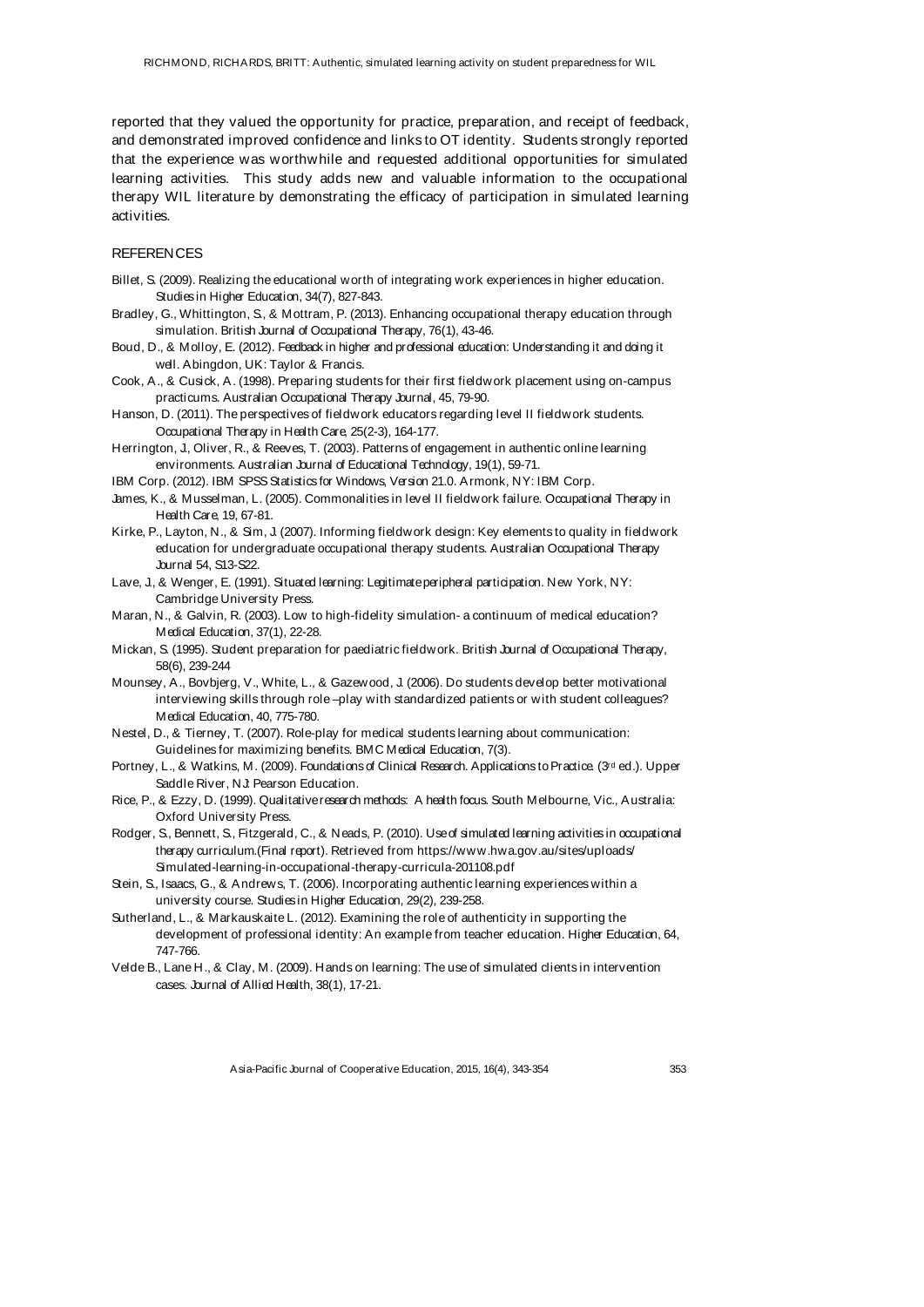reported that they valued the opportunity for practice, preparation, and receipt of feedback, and demonstrated improved confidence and links to OT identity. Students strongly reported that the experience was worthwhile and requested additional opportunities for simulated learning activities. This study adds new and valuable information to the occupational therapy WIL literature by demonstrating the efficacy of participation in simulated learning activities.

## REFERENCES

Billet, S. (2009). Realizing the educational worth of integrating work experiences in higher education. *Studies in Higher Education*, 34(7), 827-843.

Bradley, G., Whittington, S., & Mottram, P. (2013). Enhancing occupational therapy education through simulation. *British Journal of Occupational Therapy*, 76(1), 43-46.

Boud, D., & Molloy, E. (2012). *Feedback in higher and professional education: Understanding it and doing it well*. Abingdon, UK: Taylor & Francis.

Cook, A., & Cusick, A. (1998). Preparing students for their first fieldwork placement using on-campus practicums. *Australian Occupational Therapy Journal*, 45, 79-90.

Hanson, D. (2011). The perspectives of fieldwork educators regarding level II fieldwork students. *Occupational Therapy in Health Care*, 25(2-3), 164-177.

Herrington, J., Oliver, R., & Reeves, T. (2003). Patterns of engagement in authentic online learning environments. *Australian Journal of Educational Technology*, 19(1), 59-71.

IBM Corp. (2012). *IBM SPSS Statistics for Windows, Version 21.0*. Armonk, NY: IBM Corp.

James, K., & Musselman, L. (2005). Commonalities in level II fieldwork failure. *Occupational Therapy in Health Care*, 19, 67-81.

Kirke, P., Layton, N., & Sim, J. (2007). Informing fieldwork design: Key elements to quality in fieldwork education for undergraduate occupational therapy students. *Australian Occupational Therapy Journal* 54, S13-S22.

Lave, J., & Wenger, E. (1991). *Situated learning: Legitimate peripheral participation*. New York, NY: Cambridge University Press.

Maran, N., & Galvin, R. (2003). Low to high-fidelity simulation- a continuum of medical education? *Medical Education*, 37(1), 22-28.

Mickan, S. (1995). Student preparation for paediatric fieldwork. *British Journal of Occupational Therapy*, 58(6), 239-244

Mounsey, A., Bovbjerg, V., White, L., & Gazewood, J. (2006). Do students develop better motivational interviewing skills through role –play with standardized patients or with student colleagues? *Medical Education*, 40, 775-780.

Nestel, D., & Tierney, T. (2007). Role-play for medical students learning about communication: Guidelines for maximizing benefits. *BMC Medical Education*, 7(3).

Portney, L., & Watkins, M. (2009). *Foundations of Clinical Research. Applications to Practice.* (3rd ed.). Upper Saddle River, NJ: Pearson Education.

Rice, P., & Ezzy, D. (1999). *Qualitative research methods: A health focus*. South Melbourne, Vic., Australia: Oxford University Press.

Rodger, S., Bennett, S., Fitzgerald, C., & Neads, P. (2010). *Use of simulated learning activities in occupational therapy curriculum.*(Final report). Retrieved from https://www.hwa.gov.au/sites/uploads/Simulated-learning-in-occupational-therapy-curricula-201108.pdf

Stein, S., Isaacs, G., & Andrews, T. (2006). Incorporating authentic learning experiences within a university course. *Studies in Higher Education*, 29(2), 239-258.

Sutherland, L., & Markauskaite L. (2012). Examining the role of authenticity in supporting the development of professional identity: An example from teacher education. *Higher Education*, 64, 747-766.

Velde B., Lane H., & Clay, M. (2009). Hands on learning: The use of simulated clients in intervention cases. *Journal of Allied Health*, 38(1), 17-21.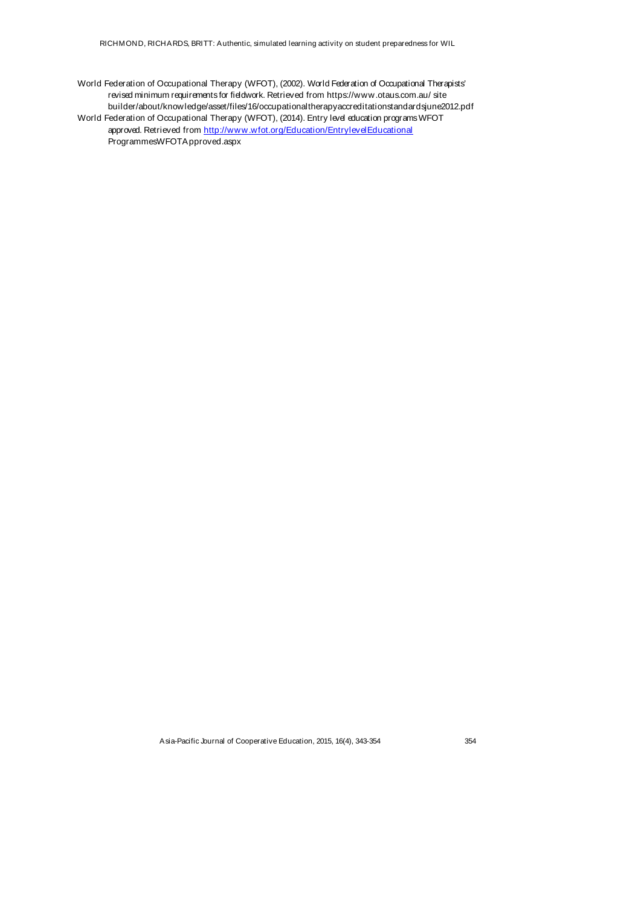World Federation of Occupational Therapy (WFOT), (2002). *World Federation of Occupational Therapists' revised minimum requirements for fieldwork*. Retrieved from https://www.otaus.com.au/ site builder/about/knowledge/asset/files/16/occupationaltherapyaccreditationstandardsjune2012.pdf

World Federation of Occupational Therapy (WFOT), (2014). *Entry level education programs WFOT approved*. Retrieved from http://www.wfot.org/Education/EntrylevelEducational ProgrammesWFOTApproved.aspx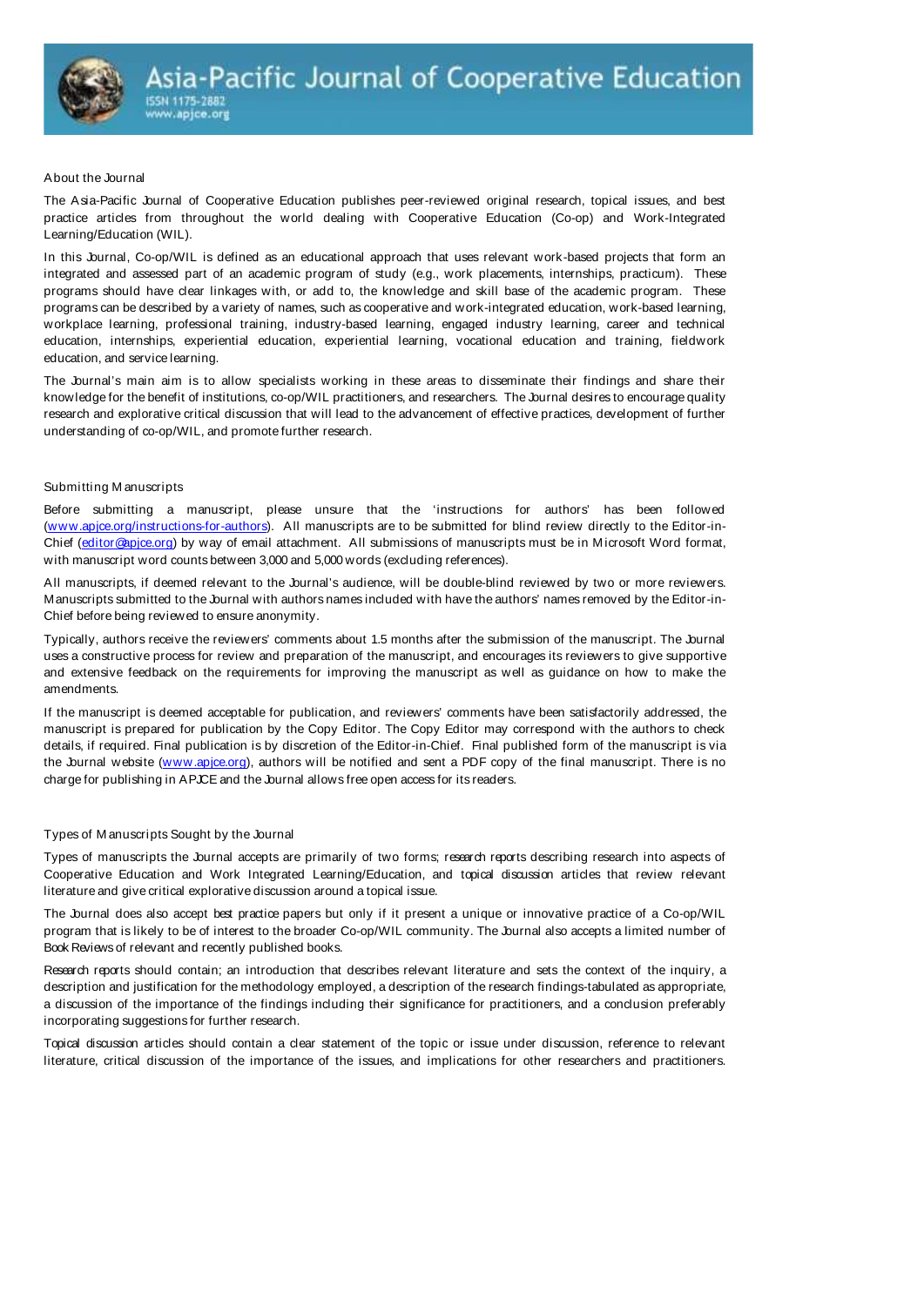# Asia-Pacific Journal of Cooperative Education

ISSN 1175-2882
www.apjce.org

## About the Journal

The Asia-Pacific Journal of Cooperative Education publishes peer-reviewed original research, topical issues, and best practice articles from throughout the world dealing with Cooperative Education (Co-op) and Work-Integrated Learning/Education (WIL).

In this Journal, Co-op/WIL is defined as an educational approach that uses relevant work-based projects that form an integrated and assessed part of an academic program of study (e.g., work placements, internships, practicum). These programs should have clear linkages with, or add to, the knowledge and skill base of the academic program. These programs can be described by a variety of names, such as cooperative and work-integrated education, work-based learning, workplace learning, professional training, industry-based learning, engaged industry learning, career and technical education, internships, experiential education, experiential learning, vocational education and training, fieldwork education, and service learning.

The Journal's main aim is to allow specialists working in these areas to disseminate their findings and share their knowledge for the benefit of institutions, co-op/WIL practitioners, and researchers. The Journal desires to encourage quality research and explorative critical discussion that will lead to the advancement of effective practices, development of further understanding of co-op/WIL, and promote further research.

## Submitting Manuscripts

Before submitting a manuscript, please unsure that the 'instructions for authors' has been followed (www.apjce.org/instructions-for-authors). All manuscripts are to be submitted for blind review directly to the Editor-in-Chief (editor@apjce.org) by way of email attachment. All submissions of manuscripts must be in Microsoft Word format, with manuscript word counts between 3,000 and 5,000 words (excluding references).

All manuscripts, if deemed relevant to the Journal's audience, will be double-blind reviewed by two or more reviewers. Manuscripts submitted to the Journal with authors names included with have the authors' names removed by the Editor-in-Chief before being reviewed to ensure anonymity.

Typically, authors receive the reviewers' comments about 1.5 months after the submission of the manuscript. The Journal uses a constructive process for review and preparation of the manuscript, and encourages its reviewers to give supportive and extensive feedback on the requirements for improving the manuscript as well as guidance on how to make the amendments.

If the manuscript is deemed acceptable for publication, and reviewers' comments have been satisfactorily addressed, the manuscript is prepared for publication by the Copy Editor. The Copy Editor may correspond with the authors to check details, if required. Final publication is by discretion of the Editor-in-Chief. Final published form of the manuscript is via the Journal website (www.apjce.org), authors will be notified and sent a PDF copy of the final manuscript. There is no charge for publishing in APJCE and the Journal allows free open access for its readers.

## Types of Manuscripts Sought by the Journal

Types of manuscripts the Journal accepts are primarily of two forms; *research reports* describing research into aspects of Cooperative Education and Work Integrated Learning/Education, and *topical discussion* articles that review relevant literature and give critical explorative discussion around a topical issue.

The Journal does also accept *best practice* papers but only if it present a unique or innovative practice of a Co-op/WIL program that is likely to be of interest to the broader Co-op/WIL community. The Journal also accepts a limited number of *Book Reviews* of relevant and recently published books.

*Research reports* should contain; an introduction that describes relevant literature and sets the context of the inquiry, a description and justification for the methodology employed, a description of the research findings-tabulated as appropriate, a discussion of the importance of the findings including their significance for practitioners, and a conclusion preferably incorporating suggestions for further research.

*Topical discussion* articles should contain a clear statement of the topic or issue under discussion, reference to relevant literature, critical discussion of the importance of the issues, and implications for other researchers and practitioners.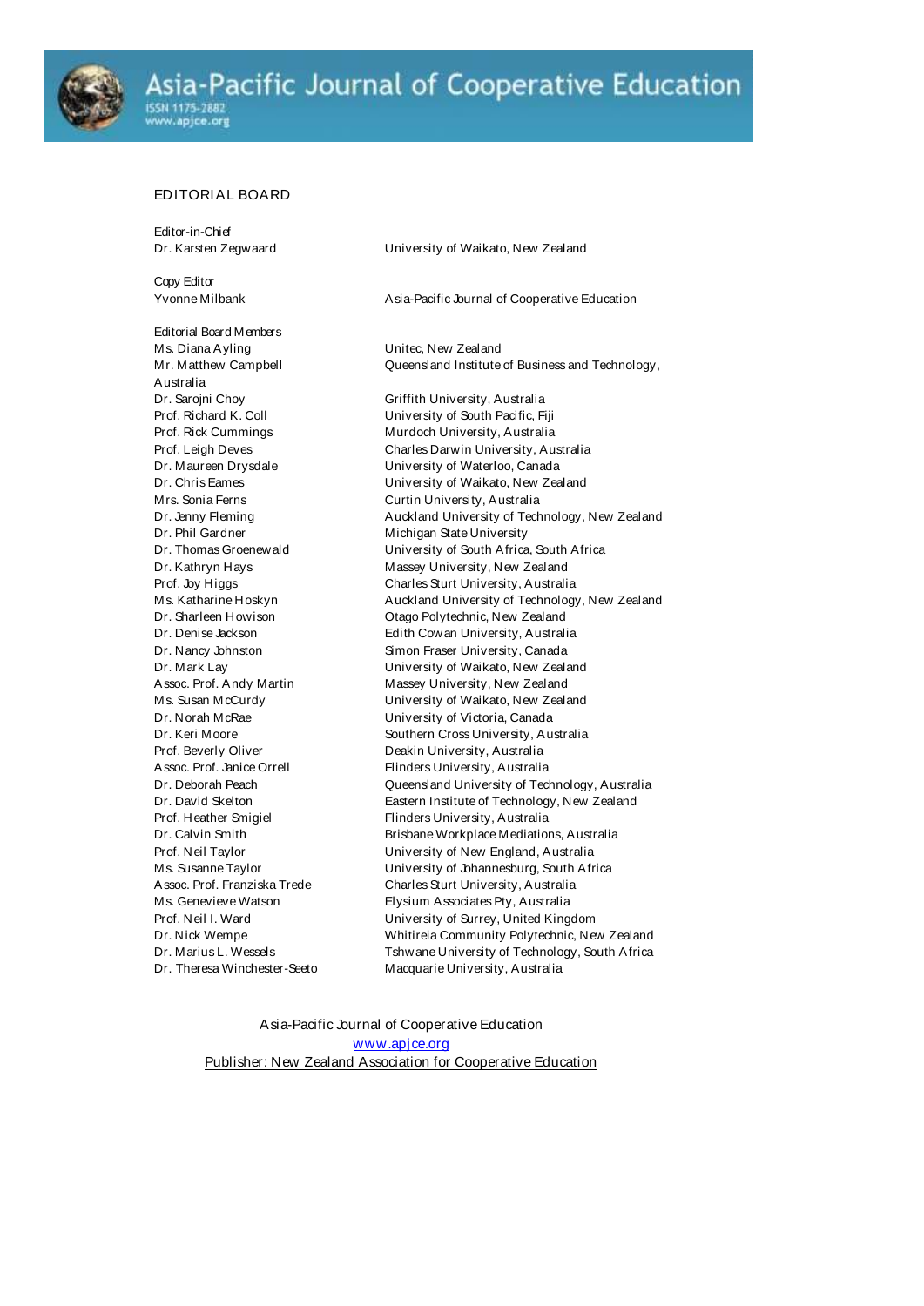# Asia-Pacific Journal of Cooperative Education

ISSN 1175-2882
www.apjce.org

## EDITORIAL BOARD

| | |
|---|---|
| Editor-in-Chief | |
| Dr. Karsten Zegwaard | University of Waikato, New Zealand |
| | |
| Copy Editor | |
| Yvonne Milbank | Asia-Pacific Journal of Cooperative Education |
| | |
| Editorial Board Members | |
| Ms. Diana Ayling | Unitec, New Zealand |
| Mr. Matthew Campbell | Queensland Institute of Business and Technology, Australia |
| Dr. Sarojni Choy | Griffith University, Australia |
| Prof. Richard K. Coll | University of South Pacific, Fiji |
| Prof. Rick Cummings | Murdoch University, Australia |
| Prof. Leigh Deves | Charles Darwin University, Australia |
| Dr. Maureen Drysdale | University of Waterloo, Canada |
| Dr. Chris Eames | University of Waikato, New Zealand |
| Mrs. Sonia Ferns | Curtin University, Australia |
| Dr. Jenny Fleming | Auckland University of Technology, New Zealand |
| Dr. Phil Gardner | Michigan State University |
| Dr. Thomas Groenewald | University of South Africa, South Africa |
| Dr. Kathryn Hays | Massey University, New Zealand |
| Prof. Joy Higgs | Charles Sturt University, Australia |
| Ms. Katharine Hoskyn | Auckland University of Technology, New Zealand |
| Dr. Sharleen Howison | Otago Polytechnic, New Zealand |
| Dr. Denise Jackson | Edith Cowan University, Australia |
| Dr. Nancy Johnston | Simon Fraser University, Canada |
| Dr. Mark Lay | University of Waikato, New Zealand |
| Assoc. Prof. Andy Martin | Massey University, New Zealand |
| Ms. Susan McCurdy | University of Waikato, New Zealand |
| Dr. Norah McRae | University of Victoria, Canada |
| Dr. Keri Moore | Southern Cross University, Australia |
| Prof. Beverly Oliver | Deakin University, Australia |
| Assoc. Prof. Janice Orrell | Flinders University, Australia |
| Dr. Deborah Peach | Queensland University of Technology, Australia |
| Dr. David Skelton | Eastern Institute of Technology, New Zealand |
| Prof. Heather Smigiel | Flinders University, Australia |
| Dr. Calvin Smith | Brisbane Workplace Mediations, Australia |
| Prof. Neil Taylor | University of New England, Australia |
| Ms. Susanne Taylor | University of Johannesburg, South Africa |
| Assoc. Prof. Franziska Trede | Charles Sturt University, Australia |
| Ms. Genevieve Watson | Elysium Associates Pty, Australia |
| Prof. Neil I. Ward | University of Surrey, United Kingdom |
| Dr. Nick Wempe | Whitireia Community Polytechnic, New Zealand |
| Dr. Marius L. Wessels | Tshwane University of Technology, South Africa |
| Dr. Theresa Winchester-Seeto | Macquarie University, Australia |

Asia-Pacific Journal of Cooperative Education
www.apjce.org
Publisher: New Zealand Association for Cooperative Education